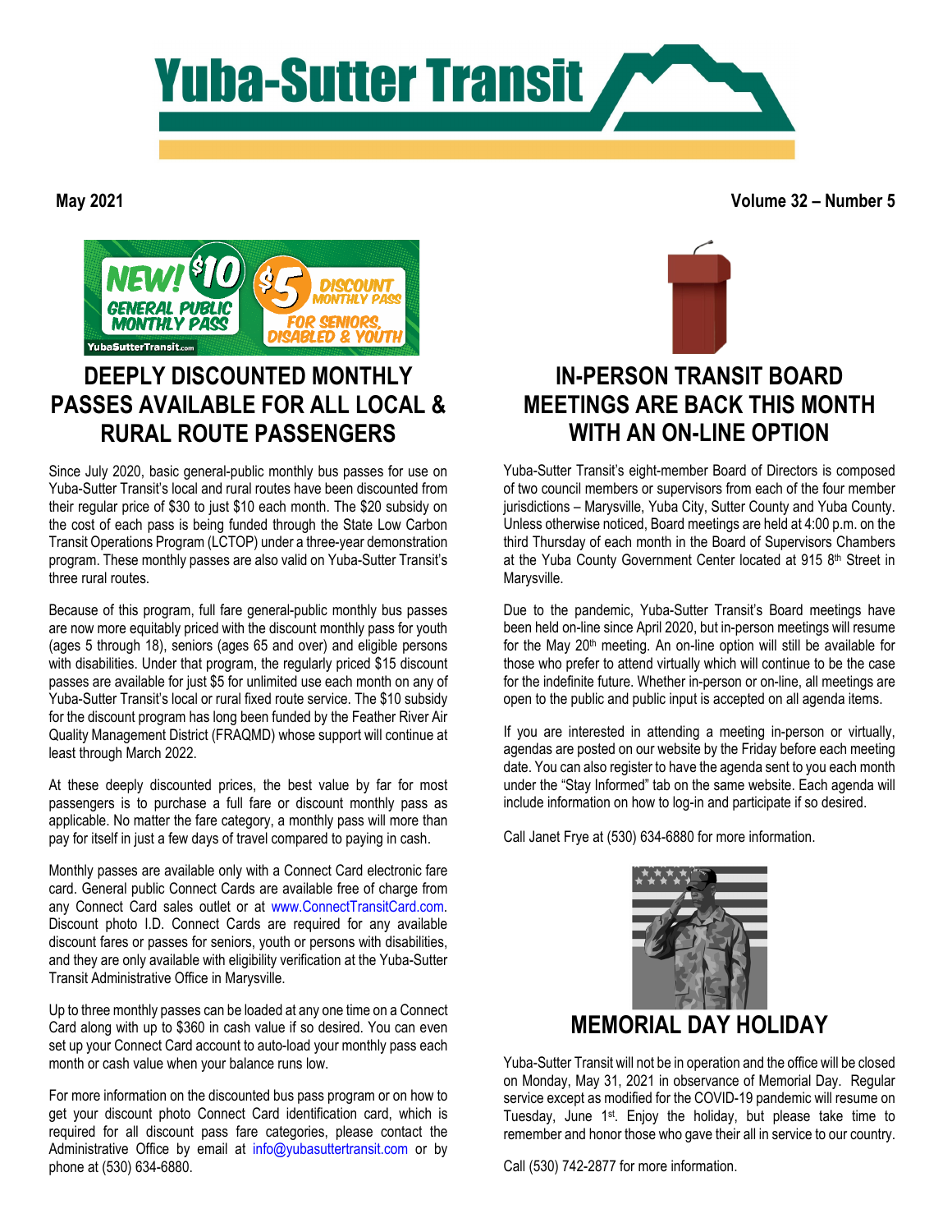# Yuba-Sutter Transit

**May 2021** **Volume 32 – Number 5**

## DEEPLY DISCOUNTED MONTHLY PASSES AVAILABLE FOR ALL LOCAL & RURAL ROUTE PASSENGERS

Since July 2020, basic general-public monthly bus passes for use on Yuba-Sutter Transit's local and rural routes have been discounted from their regular price of $30 to just $10 each month. The $20 subsidy on the cost of each pass is being funded through the State Low Carbon Transit Operations Program (LCTOP) under a three-year demonstration program. These monthly passes are also valid on Yuba-Sutter Transit's three rural routes.

Because of this program, full fare general-public monthly bus passes are now more equitably priced with the discount monthly pass for youth (ages 5 through 18), seniors (ages 65 and over) and eligible persons with disabilities. Under that program, the regularly priced $15 discount passes are available for just $5 for unlimited use each month on any of Yuba-Sutter Transit's local or rural fixed route service. The $10 subsidy for the discount program has long been funded by the Feather River Air Quality Management District (FRAQMD) whose support will continue at least through March 2022.

At these deeply discounted prices, the best value by far for most passengers is to purchase a full fare or discount monthly pass as applicable. No matter the fare category, a monthly pass will more than pay for itself in just a few days of travel compared to paying in cash.

Monthly passes are available only with a Connect Card electronic fare card. General public Connect Cards are available free of charge from any Connect Card sales outlet or at www.ConnectTransitCard.com. Discount photo I.D. Connect Cards are required for any available discount fares or passes for seniors, youth or persons with disabilities, and they are only available with eligibility verification at the Yuba-Sutter Transit Administrative Office in Marysville.

Up to three monthly passes can be loaded at any one time on a Connect Card along with up to $360 in cash value if so desired. You can even set up your Connect Card account to auto-load your monthly pass each month or cash value when your balance runs low.

For more information on the discounted bus pass program or on how to get your discount photo Connect Card identification card, which is required for all discount pass fare categories, please contact the Administrative Office by email at info@yubasuttertransit.com or by phone at (530) 634-6880.

## IN-PERSON TRANSIT BOARD MEETINGS ARE BACK THIS MONTH WITH AN ON-LINE OPTION

Yuba-Sutter Transit's eight-member Board of Directors is composed of two council members or supervisors from each of the four member jurisdictions – Marysville, Yuba City, Sutter County and Yuba County. Unless otherwise noticed, Board meetings are held at 4:00 p.m. on the third Thursday of each month in the Board of Supervisors Chambers at the Yuba County Government Center located at 915 8th Street in Marysville.

Due to the pandemic, Yuba-Sutter Transit's Board meetings have been held on-line since April 2020, but in-person meetings will resume for the May 20th meeting. An on-line option will still be available for those who prefer to attend virtually which will continue to be the case for the indefinite future. Whether in-person or on-line, all meetings are open to the public and public input is accepted on all agenda items.

If you are interested in attending a meeting in-person or virtually, agendas are posted on our website by the Friday before each meeting date. You can also register to have the agenda sent to you each month under the "Stay Informed" tab on the same website. Each agenda will include information on how to log-in and participate if so desired.

Call Janet Frye at (530) 634-6880 for more information.

## MEMORIAL DAY HOLIDAY

Yuba-Sutter Transit will not be in operation and the office will be closed on Monday, May 31, 2021 in observance of Memorial Day. Regular service except as modified for the COVID-19 pandemic will resume on Tuesday, June 1st. Enjoy the holiday, but please take time to remember and honor those who gave their all in service to our country.

Call (530) 742-2877 for more information.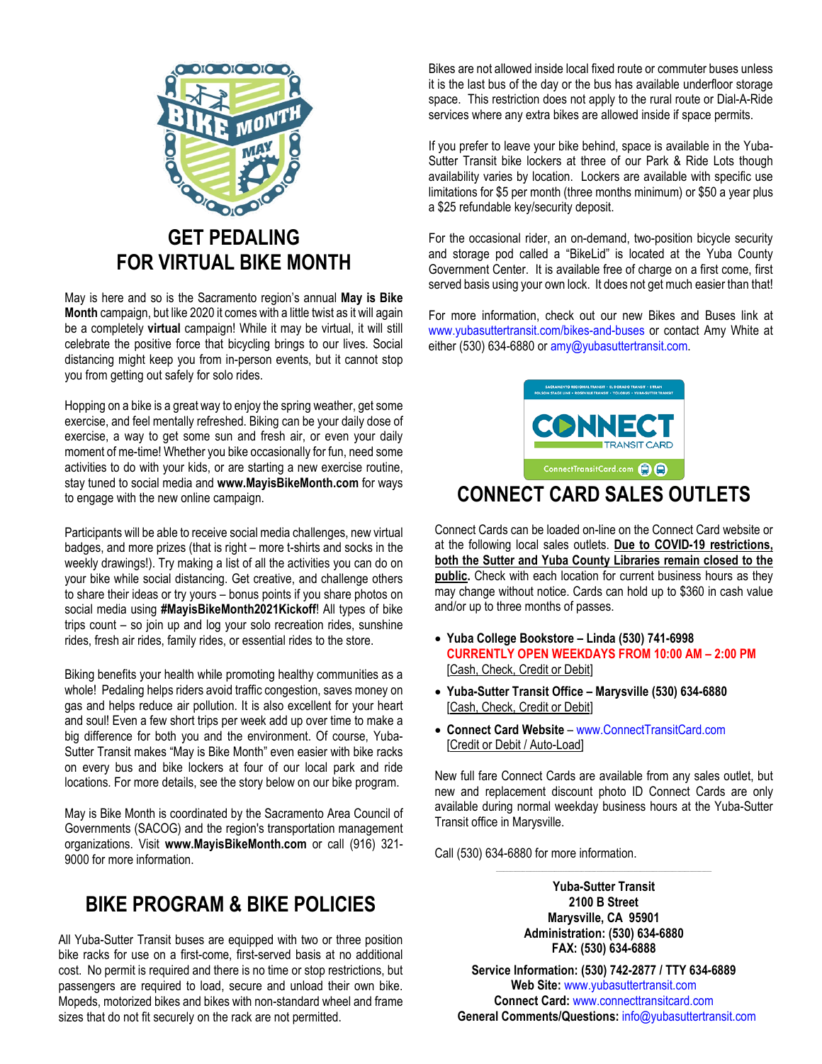## GET PEDALING FOR VIRTUAL BIKE MONTH

May is here and so is the Sacramento region's annual **May is Bike Month** campaign, but like 2020 it comes with a little twist as it will again be a completely **virtual** campaign! While it may be virtual, it will still celebrate the positive force that bicycling brings to our lives. Social distancing might keep you from in-person events, but it cannot stop you from getting out safely for solo rides.

Hopping on a bike is a great way to enjoy the spring weather, get some exercise, and feel mentally refreshed. Biking can be your daily dose of exercise, a way to get some sun and fresh air, or even your daily moment of me-time! Whether you bike occasionally for fun, need some activities to do with your kids, or are starting a new exercise routine, stay tuned to social media and **www.MayisBikeMonth.com** for ways to engage with the new online campaign.

Participants will be able to receive social media challenges, new virtual badges, and more prizes (that is right – more t-shirts and socks in the weekly drawings!). Try making a list of all the activities you can do on your bike while social distancing. Get creative, and challenge others to share their ideas or try yours – bonus points if you share photos on social media using **#MayisBikeMonth2021Kickoff**! All types of bike trips count – so join up and log your solo recreation rides, sunshine rides, fresh air rides, family rides, or essential rides to the store.

Biking benefits your health while promoting healthy communities as a whole! Pedaling helps riders avoid traffic congestion, saves money on gas and helps reduce air pollution. It is also excellent for your heart and soul! Even a few short trips per week add up over time to make a big difference for both you and the environment. Of course, Yuba-Sutter Transit makes "May is Bike Month" even easier with bike racks on every bus and bike lockers at four of our local park and ride locations. For more details, see the story below on our bike program.

May is Bike Month is coordinated by the Sacramento Area Council of Governments (SACOG) and the region's transportation management organizations. Visit **www.MayisBikeMonth.com** or call (916) 321-9000 for more information.

## BIKE PROGRAM & BIKE POLICIES

All Yuba-Sutter Transit buses are equipped with two or three position bike racks for use on a first-come, first-served basis at no additional cost. No permit is required and there is no time or stop restrictions, but passengers are required to load, secure and unload their own bike. Mopeds, motorized bikes and bikes with non-standard wheel and frame sizes that do not fit securely on the rack are not permitted.

Bikes are not allowed inside local fixed route or commuter buses unless it is the last bus of the day or the bus has available underfloor storage space. This restriction does not apply to the rural route or Dial-A-Ride services where any extra bikes are allowed inside if space permits.

If you prefer to leave your bike behind, space is available in the Yuba-Sutter Transit bike lockers at three of our Park & Ride Lots though availability varies by location. Lockers are available with specific use limitations for $5 per month (three months minimum) or $50 a year plus a $25 refundable key/security deposit.

For the occasional rider, an on-demand, two-position bicycle security and storage pod called a "BikeLid" is located at the Yuba County Government Center. It is available free of charge on a first come, first served basis using your own lock. It does not get much easier than that!

For more information, check out our new Bikes and Buses link at www.yubasuttertransit.com/bikes-and-buses or contact Amy White at either (530) 634-6880 or amy@yubasuttertransit.com.

## CONNECT CARD SALES OUTLETS

Connect Cards can be loaded on-line on the Connect Card website or at the following local sales outlets. **Due to COVID-19 restrictions, both the Sutter and Yuba County Libraries remain closed to the public.** Check with each location for current business hours as they may change without notice. Cards can hold up to $360 in cash value and/or up to three months of passes.

- **Yuba College Bookstore – Linda (530) 741-6998**
  **CURRENTLY OPEN WEEKDAYS FROM 10:00 AM – 2:00 PM**
  [Cash, Check, Credit or Debit]
- **Yuba-Sutter Transit Office – Marysville (530) 634-6880**
  [Cash, Check, Credit or Debit]
- **Connect Card Website** – www.ConnectTransitCard.com
  [Credit or Debit / Auto-Load]

New full fare Connect Cards are available from any sales outlet, but new and replacement discount photo ID Connect Cards are only available during normal weekday business hours at the Yuba-Sutter Transit office in Marysville.

Call (530) 634-6880 for more information.

---

**Yuba-Sutter Transit**
**2100 B Street**
**Marysville, CA 95901**
**Administration: (530) 634-6880**
**FAX: (530) 634-6888**

**Service Information: (530) 742-2877 / TTY 634-6889**
**Web Site:** www.yubasuttertransit.com
**Connect Card:** www.connecttransitcard.com
**General Comments/Questions:** info@yubasuttertransit.com